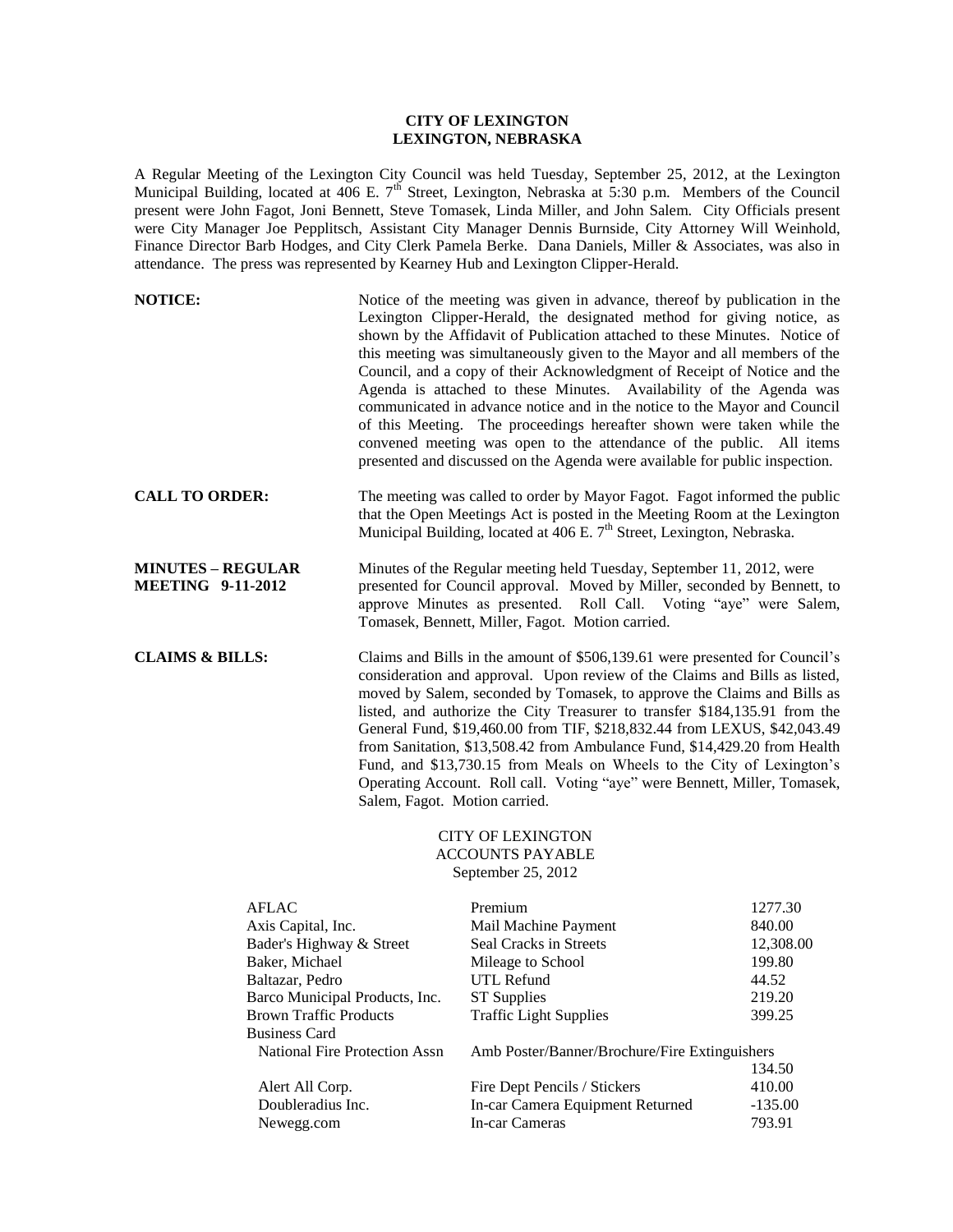# CITY OF LEXINGTON
## LEXINGTON, NEBRASKA

A Regular Meeting of the Lexington City Council was held Tuesday, September 25, 2012, at the Lexington Municipal Building, located at 406 E. 7th Street, Lexington, Nebraska at 5:30 p.m. Members of the Council present were John Fagot, Joni Bennett, Steve Tomasek, Linda Miller, and John Salem. City Officials present were City Manager Joe Pepplitsch, Assistant City Manager Dennis Burnside, City Attorney Will Weinhold, Finance Director Barb Hodges, and City Clerk Pamela Berke. Dana Daniels, Miller & Associates, was also in attendance. The press was represented by Kearney Hub and Lexington Clipper-Herald.

**NOTICE:** Notice of the meeting was given in advance, thereof by publication in the Lexington Clipper-Herald, the designated method for giving notice, as shown by the Affidavit of Publication attached to these Minutes. Notice of this meeting was simultaneously given to the Mayor and all members of the Council, and a copy of their Acknowledgment of Receipt of Notice and the Agenda is attached to these Minutes. Availability of the Agenda was communicated in advance notice and in the notice to the Mayor and Council of this Meeting. The proceedings hereafter shown were taken while the convened meeting was open to the attendance of the public. All items presented and discussed on the Agenda were available for public inspection.

**CALL TO ORDER:** The meeting was called to order by Mayor Fagot. Fagot informed the public that the Open Meetings Act is posted in the Meeting Room at the Lexington Municipal Building, located at 406 E. 7th Street, Lexington, Nebraska.

**MINUTES – REGULAR MEETING 9-11-2012** Minutes of the Regular meeting held Tuesday, September 11, 2012, were presented for Council approval. Moved by Miller, seconded by Bennett, to approve Minutes as presented. Roll Call. Voting "aye" were Salem, Tomasek, Bennett, Miller, Fagot. Motion carried.

**CLAIMS & BILLS:** Claims and Bills in the amount of $506,139.61 were presented for Council's consideration and approval. Upon review of the Claims and Bills as listed, moved by Salem, seconded by Tomasek, to approve the Claims and Bills as listed, and authorize the City Treasurer to transfer $184,135.91 from the General Fund, $19,460.00 from TIF, $218,832.44 from LEXUS, $42,043.49 from Sanitation, $13,508.42 from Ambulance Fund, $14,429.20 from Health Fund, and $13,730.15 from Meals on Wheels to the City of Lexington's Operating Account. Roll call. Voting "aye" were Bennett, Miller, Tomasek, Salem, Fagot. Motion carried.

CITY OF LEXINGTON
ACCOUNTS PAYABLE
September 25, 2012

| | | |
|---|---|---|
| AFLAC | Premium | 1277.30 |
| Axis Capital, Inc. | Mail Machine Payment | 840.00 |
| Bader's Highway & Street | Seal Cracks in Streets | 12,308.00 |
| Baker, Michael | Mileage to School | 199.80 |
| Baltazar, Pedro | UTL Refund | 44.52 |
| Barco Municipal Products, Inc. | ST Supplies | 219.20 |
| Brown Traffic Products | Traffic Light Supplies | 399.25 |
| Business Card | | |
| National Fire Protection Assn | Amb Poster/Banner/Brochure/Fire Extinguishers | 134.50 |
| Alert All Corp. | Fire Dept Pencils / Stickers | 410.00 |
| Doubleradius Inc. | In-car Camera Equipment Returned | -135.00 |
| Newegg.com | In-car Cameras | 793.91 |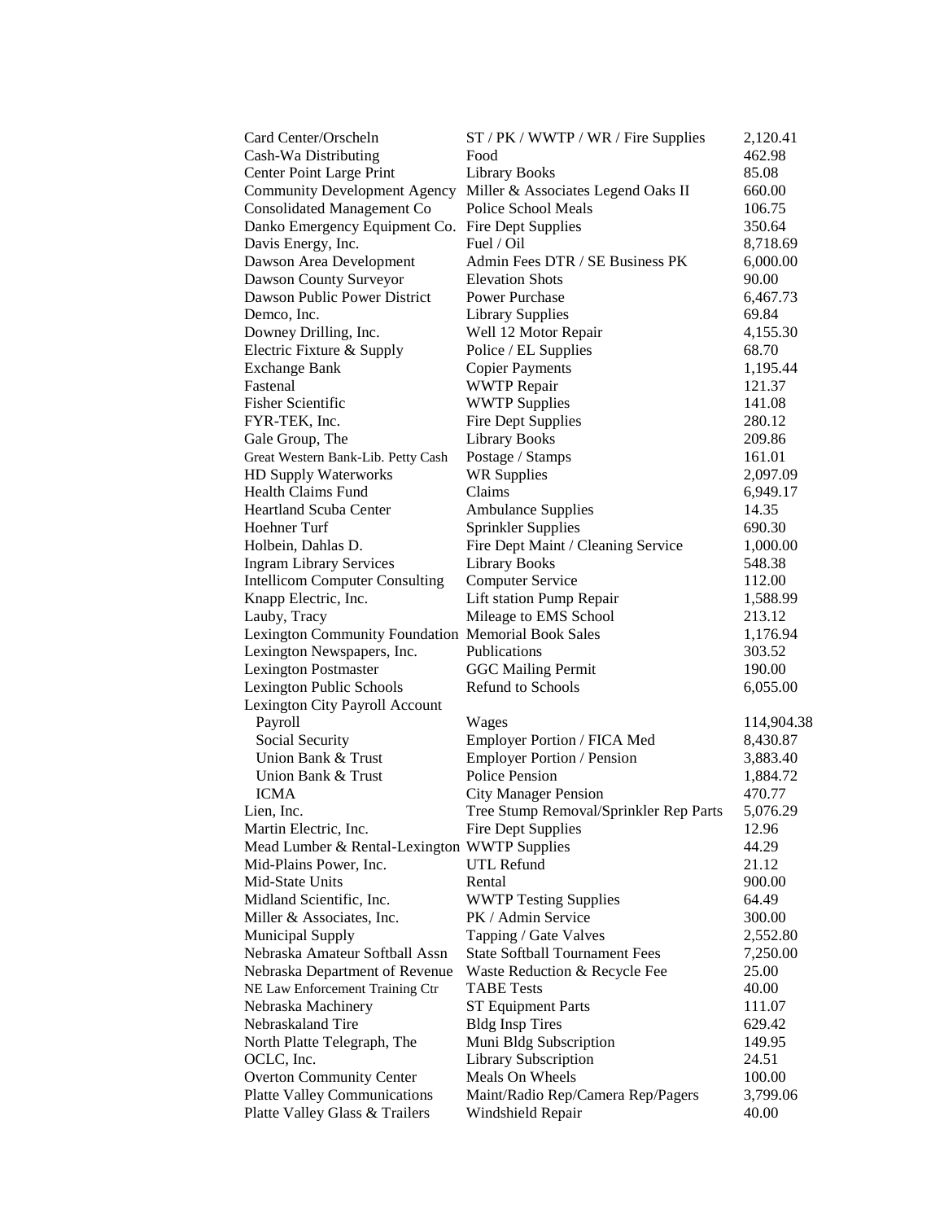| | | |
|---|---|---|
| Card Center/Orscheln | ST / PK / WWTP / WR / Fire Supplies | 2,120.41 |
| Cash-Wa Distributing | Food | 462.98 |
| Center Point Large Print | Library Books | 85.08 |
| Community Development Agency | Miller & Associates Legend Oaks II | 660.00 |
| Consolidated Management Co | Police School Meals | 106.75 |
| Danko Emergency Equipment Co. | Fire Dept Supplies | 350.64 |
| Davis Energy, Inc. | Fuel / Oil | 8,718.69 |
| Dawson Area Development | Admin Fees DTR / SE Business PK | 6,000.00 |
| Dawson County Surveyor | Elevation Shots | 90.00 |
| Dawson Public Power District | Power Purchase | 6,467.73 |
| Demco, Inc. | Library Supplies | 69.84 |
| Downey Drilling, Inc. | Well 12 Motor Repair | 4,155.30 |
| Electric Fixture & Supply | Police / EL Supplies | 68.70 |
| Exchange Bank | Copier Payments | 1,195.44 |
| Fastenal | WWTP Repair | 121.37 |
| Fisher Scientific | WWTP Supplies | 141.08 |
| FYR-TEK, Inc. | Fire Dept Supplies | 280.12 |
| Gale Group, The | Library Books | 209.86 |
| Great Western Bank-Lib. Petty Cash | Postage / Stamps | 161.01 |
| HD Supply Waterworks | WR Supplies | 2,097.09 |
| Health Claims Fund | Claims | 6,949.17 |
| Heartland Scuba Center | Ambulance Supplies | 14.35 |
| Hoehner Turf | Sprinkler Supplies | 690.30 |
| Holbein, Dahlas D. | Fire Dept Maint / Cleaning Service | 1,000.00 |
| Ingram Library Services | Library Books | 548.38 |
| Intellicom Computer Consulting | Computer Service | 112.00 |
| Knapp Electric, Inc. | Lift station Pump Repair | 1,588.99 |
| Lauby, Tracy | Mileage to EMS School | 213.12 |
| Lexington Community Foundation | Memorial Book Sales | 1,176.94 |
| Lexington Newspapers, Inc. | Publications | 303.52 |
| Lexington Postmaster | GGC Mailing Permit | 190.00 |
| Lexington Public Schools | Refund to Schools | 6,055.00 |
| Lexington City Payroll Account | | |
| Payroll | Wages | 114,904.38 |
| Social Security | Employer Portion / FICA Med | 8,430.87 |
| Union Bank & Trust | Employer Portion / Pension | 3,883.40 |
| Union Bank & Trust | Police Pension | 1,884.72 |
| ICMA | City Manager Pension | 470.77 |
| Lien, Inc. | Tree Stump Removal/Sprinkler Rep Parts | 5,076.29 |
| Martin Electric, Inc. | Fire Dept Supplies | 12.96 |
| Mead Lumber & Rental-Lexington | WWTP Supplies | 44.29 |
| Mid-Plains Power, Inc. | UTL Refund | 21.12 |
| Mid-State Units | Rental | 900.00 |
| Midland Scientific, Inc. | WWTP Testing Supplies | 64.49 |
| Miller & Associates, Inc. | PK / Admin Service | 300.00 |
| Municipal Supply | Tapping / Gate Valves | 2,552.80 |
| Nebraska Amateur Softball Assn | State Softball Tournament Fees | 7,250.00 |
| Nebraska Department of Revenue | Waste Reduction & Recycle Fee | 25.00 |
| NE Law Enforcement Training Ctr | TABE Tests | 40.00 |
| Nebraska Machinery | ST Equipment Parts | 111.07 |
| Nebraskaland Tire | Bldg Insp Tires | 629.42 |
| North Platte Telegraph, The | Muni Bldg Subscription | 149.95 |
| OCLC, Inc. | Library Subscription | 24.51 |
| Overton Community Center | Meals On Wheels | 100.00 |
| Platte Valley Communications | Maint/Radio Rep/Camera Rep/Pagers | 3,799.06 |
| Platte Valley Glass & Trailers | Windshield Repair | 40.00 |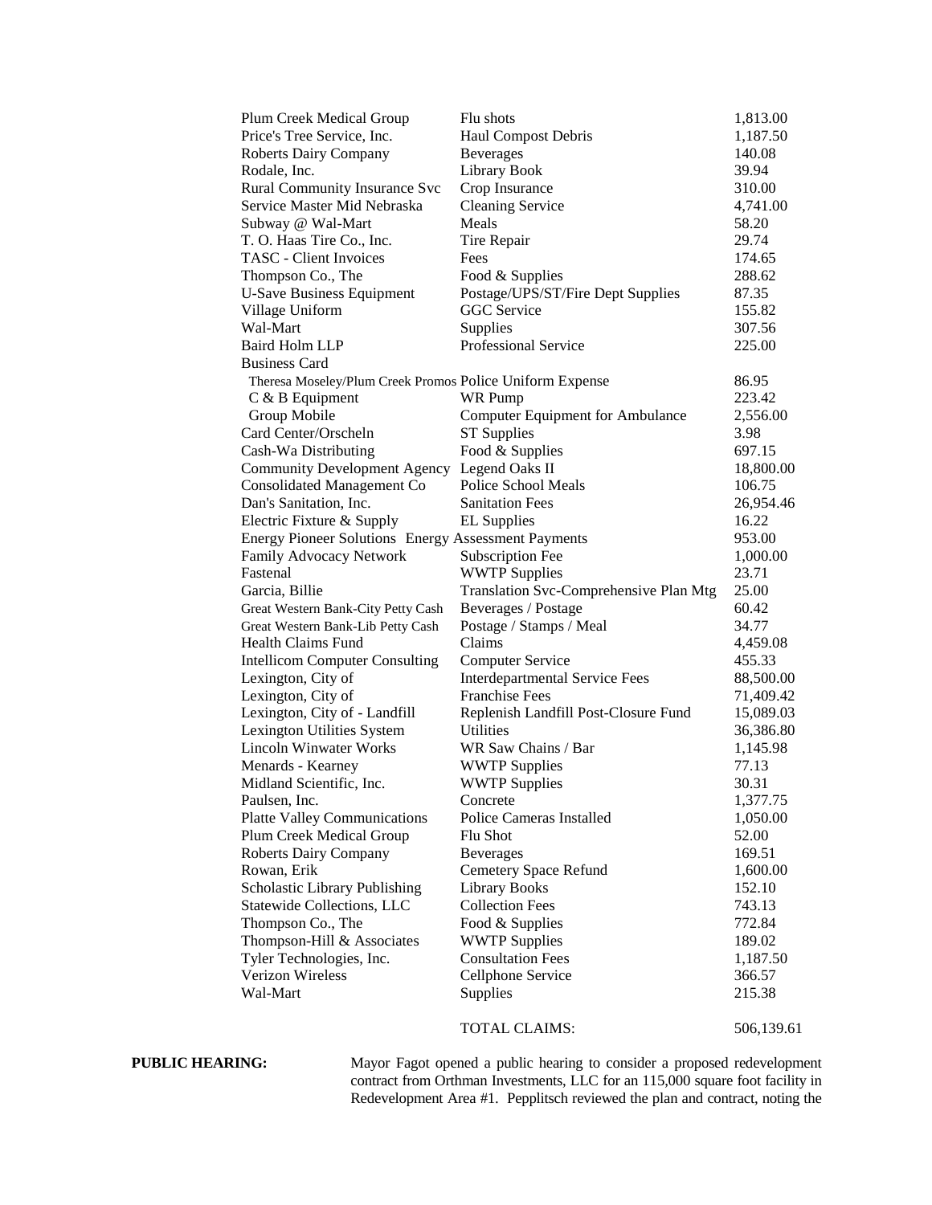| | | |
|---|---|---|
| Plum Creek Medical Group | Flu shots | 1,813.00 |
| Price's Tree Service, Inc. | Haul Compost Debris | 1,187.50 |
| Roberts Dairy Company | Beverages | 140.08 |
| Rodale, Inc. | Library Book | 39.94 |
| Rural Community Insurance Svc | Crop Insurance | 310.00 |
| Service Master Mid Nebraska | Cleaning Service | 4,741.00 |
| Subway @ Wal-Mart | Meals | 58.20 |
| T. O. Haas Tire Co., Inc. | Tire Repair | 29.74 |
| TASC - Client Invoices | Fees | 174.65 |
| Thompson Co., The | Food & Supplies | 288.62 |
| U-Save Business Equipment | Postage/UPS/ST/Fire Dept Supplies | 87.35 |
| Village Uniform | GGC Service | 155.82 |
| Wal-Mart | Supplies | 307.56 |
| Baird Holm LLP | Professional Service | 225.00 |
| Business Card | | |
| Theresa Moseley/Plum Creek Promos | Police Uniform Expense | 86.95 |
| C & B Equipment | WR Pump | 223.42 |
| Group Mobile | Computer Equipment for Ambulance | 2,556.00 |
| Card Center/Orscheln | ST Supplies | 3.98 |
| Cash-Wa Distributing | Food & Supplies | 697.15 |
| Community Development Agency | Legend Oaks II | 18,800.00 |
| Consolidated Management Co | Police School Meals | 106.75 |
| Dan's Sanitation, Inc. | Sanitation Fees | 26,954.46 |
| Electric Fixture & Supply | EL Supplies | 16.22 |
| Energy Pioneer Solutions | Energy Assessment Payments | 953.00 |
| Family Advocacy Network | Subscription Fee | 1,000.00 |
| Fastenal | WWTP Supplies | 23.71 |
| Garcia, Billie | Translation Svc-Comprehensive Plan Mtg | 25.00 |
| Great Western Bank-City Petty Cash | Beverages / Postage | 60.42 |
| Great Western Bank-Lib Petty Cash | Postage / Stamps / Meal | 34.77 |
| Health Claims Fund | Claims | 4,459.08 |
| Intellicom Computer Consulting | Computer Service | 455.33 |
| Lexington, City of | Interdepartmental Service Fees | 88,500.00 |
| Lexington, City of | Franchise Fees | 71,409.42 |
| Lexington, City of - Landfill | Replenish Landfill Post-Closure Fund | 15,089.03 |
| Lexington Utilities System | Utilities | 36,386.80 |
| Lincoln Winwater Works | WR Saw Chains / Bar | 1,145.98 |
| Menards - Kearney | WWTP Supplies | 77.13 |
| Midland Scientific, Inc. | WWTP Supplies | 30.31 |
| Paulsen, Inc. | Concrete | 1,377.75 |
| Platte Valley Communications | Police Cameras Installed | 1,050.00 |
| Plum Creek Medical Group | Flu Shot | 52.00 |
| Roberts Dairy Company | Beverages | 169.51 |
| Rowan, Erik | Cemetery Space Refund | 1,600.00 |
| Scholastic Library Publishing | Library Books | 152.10 |
| Statewide Collections, LLC | Collection Fees | 743.13 |
| Thompson Co., The | Food & Supplies | 772.84 |
| Thompson-Hill & Associates | WWTP Supplies | 189.02 |
| Tyler Technologies, Inc. | Consultation Fees | 1,187.50 |
| Verizon Wireless | Cellphone Service | 366.57 |
| Wal-Mart | Supplies | 215.38 |
| | TOTAL CLAIMS: | 506,139.61 |

**PUBLIC HEARING:** Mayor Fagot opened a public hearing to consider a proposed redevelopment contract from Orthman Investments, LLC for an 115,000 square foot facility in Redevelopment Area #1. Pepplitsch reviewed the plan and contract, noting the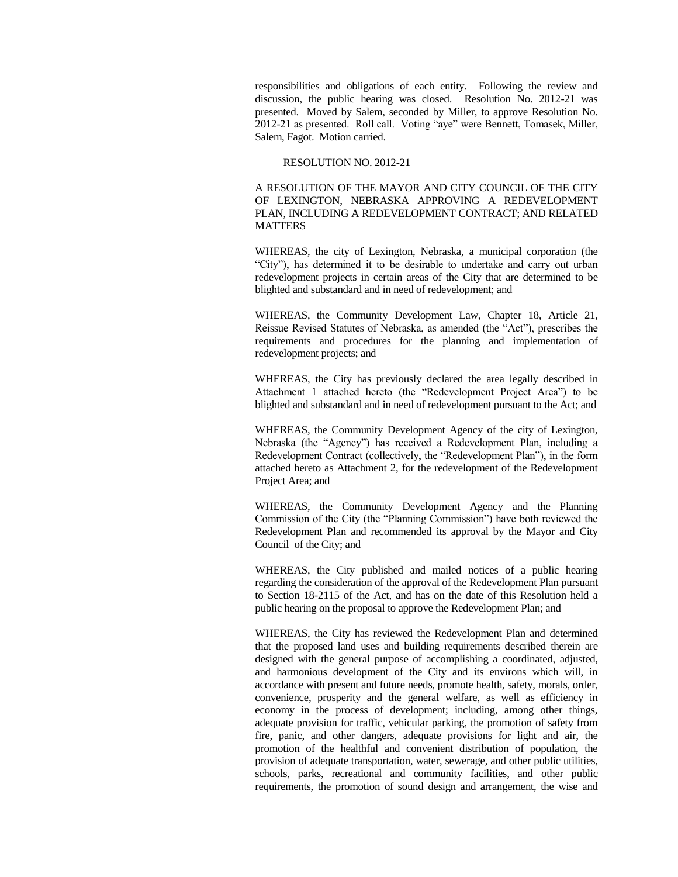responsibilities and obligations of each entity. Following the review and discussion, the public hearing was closed. Resolution No. 2012-21 was presented. Moved by Salem, seconded by Miller, to approve Resolution No. 2012-21 as presented. Roll call. Voting "aye" were Bennett, Tomasek, Miller, Salem, Fagot. Motion carried.

RESOLUTION NO. 2012-21

A RESOLUTION OF THE MAYOR AND CITY COUNCIL OF THE CITY OF LEXINGTON, NEBRASKA APPROVING A REDEVELOPMENT PLAN, INCLUDING A REDEVELOPMENT CONTRACT; AND RELATED MATTERS

WHEREAS, the city of Lexington, Nebraska, a municipal corporation (the "City"), has determined it to be desirable to undertake and carry out urban redevelopment projects in certain areas of the City that are determined to be blighted and substandard and in need of redevelopment; and

WHEREAS, the Community Development Law, Chapter 18, Article 21, Reissue Revised Statutes of Nebraska, as amended (the "Act"), prescribes the requirements and procedures for the planning and implementation of redevelopment projects; and

WHEREAS, the City has previously declared the area legally described in Attachment 1 attached hereto (the "Redevelopment Project Area") to be blighted and substandard and in need of redevelopment pursuant to the Act; and

WHEREAS, the Community Development Agency of the city of Lexington, Nebraska (the "Agency") has received a Redevelopment Plan, including a Redevelopment Contract (collectively, the "Redevelopment Plan"), in the form attached hereto as Attachment 2, for the redevelopment of the Redevelopment Project Area; and

WHEREAS, the Community Development Agency and the Planning Commission of the City (the "Planning Commission") have both reviewed the Redevelopment Plan and recommended its approval by the Mayor and City Council of the City; and

WHEREAS, the City published and mailed notices of a public hearing regarding the consideration of the approval of the Redevelopment Plan pursuant to Section 18-2115 of the Act, and has on the date of this Resolution held a public hearing on the proposal to approve the Redevelopment Plan; and

WHEREAS, the City has reviewed the Redevelopment Plan and determined that the proposed land uses and building requirements described therein are designed with the general purpose of accomplishing a coordinated, adjusted, and harmonious development of the City and its environs which will, in accordance with present and future needs, promote health, safety, morals, order, convenience, prosperity and the general welfare, as well as efficiency in economy in the process of development; including, among other things, adequate provision for traffic, vehicular parking, the promotion of safety from fire, panic, and other dangers, adequate provisions for light and air, the promotion of the healthful and convenient distribution of population, the provision of adequate transportation, water, sewerage, and other public utilities, schools, parks, recreational and community facilities, and other public requirements, the promotion of sound design and arrangement, the wise and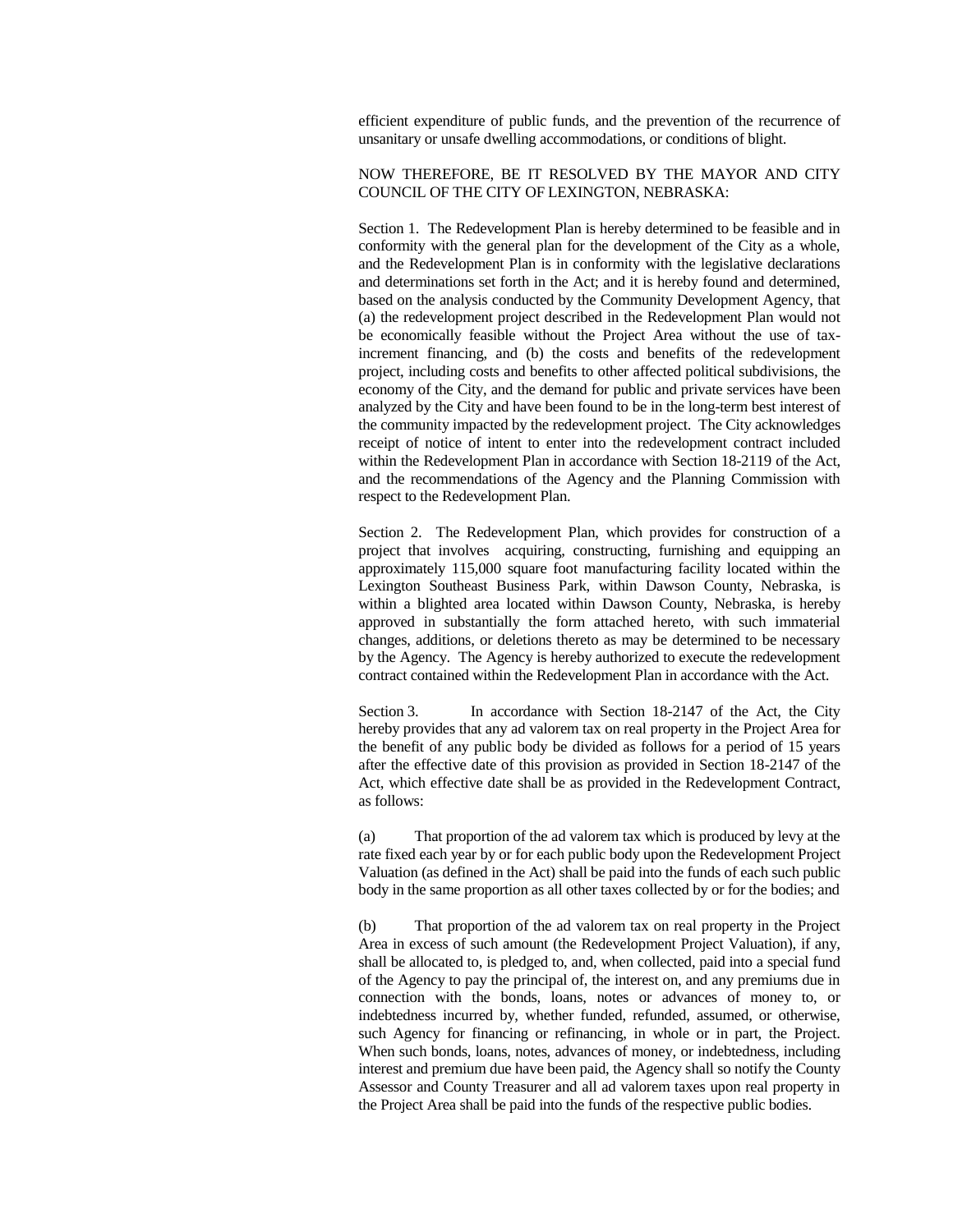efficient expenditure of public funds, and the prevention of the recurrence of unsanitary or unsafe dwelling accommodations, or conditions of blight.

NOW THEREFORE, BE IT RESOLVED BY THE MAYOR AND CITY COUNCIL OF THE CITY OF LEXINGTON, NEBRASKA:

Section 1. The Redevelopment Plan is hereby determined to be feasible and in conformity with the general plan for the development of the City as a whole, and the Redevelopment Plan is in conformity with the legislative declarations and determinations set forth in the Act; and it is hereby found and determined, based on the analysis conducted by the Community Development Agency, that (a) the redevelopment project described in the Redevelopment Plan would not be economically feasible without the Project Area without the use of tax-increment financing, and (b) the costs and benefits of the redevelopment project, including costs and benefits to other affected political subdivisions, the economy of the City, and the demand for public and private services have been analyzed by the City and have been found to be in the long-term best interest of the community impacted by the redevelopment project. The City acknowledges receipt of notice of intent to enter into the redevelopment contract included within the Redevelopment Plan in accordance with Section 18-2119 of the Act, and the recommendations of the Agency and the Planning Commission with respect to the Redevelopment Plan.

Section 2. The Redevelopment Plan, which provides for construction of a project that involves acquiring, constructing, furnishing and equipping an approximately 115,000 square foot manufacturing facility located within the Lexington Southeast Business Park, within Dawson County, Nebraska, is within a blighted area located within Dawson County, Nebraska, is hereby approved in substantially the form attached hereto, with such immaterial changes, additions, or deletions thereto as may be determined to be necessary by the Agency. The Agency is hereby authorized to execute the redevelopment contract contained within the Redevelopment Plan in accordance with the Act.

Section 3. In accordance with Section 18-2147 of the Act, the City hereby provides that any ad valorem tax on real property in the Project Area for the benefit of any public body be divided as follows for a period of 15 years after the effective date of this provision as provided in Section 18-2147 of the Act, which effective date shall be as provided in the Redevelopment Contract, as follows:

(a) That proportion of the ad valorem tax which is produced by levy at the rate fixed each year by or for each public body upon the Redevelopment Project Valuation (as defined in the Act) shall be paid into the funds of each such public body in the same proportion as all other taxes collected by or for the bodies; and

(b) That proportion of the ad valorem tax on real property in the Project Area in excess of such amount (the Redevelopment Project Valuation), if any, shall be allocated to, is pledged to, and, when collected, paid into a special fund of the Agency to pay the principal of, the interest on, and any premiums due in connection with the bonds, loans, notes or advances of money to, or indebtedness incurred by, whether funded, refunded, assumed, or otherwise, such Agency for financing or refinancing, in whole or in part, the Project. When such bonds, loans, notes, advances of money, or indebtedness, including interest and premium due have been paid, the Agency shall so notify the County Assessor and County Treasurer and all ad valorem taxes upon real property in the Project Area shall be paid into the funds of the respective public bodies.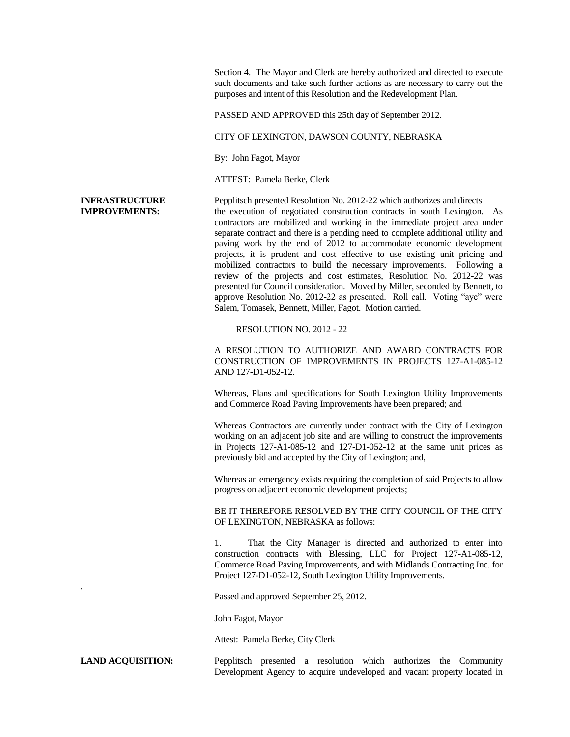Section 4. The Mayor and Clerk are hereby authorized and directed to execute such documents and take such further actions as are necessary to carry out the purposes and intent of this Resolution and the Redevelopment Plan.

PASSED AND APPROVED this 25th day of September 2012.

CITY OF LEXINGTON, DAWSON COUNTY, NEBRASKA

By: John Fagot, Mayor

ATTEST: Pamela Berke, Clerk

**INFRASTRUCTURE IMPROVEMENTS:** Pepplitsch presented Resolution No. 2012-22 which authorizes and directs the execution of negotiated construction contracts in south Lexington. As contractors are mobilized and working in the immediate project area under separate contract and there is a pending need to complete additional utility and paving work by the end of 2012 to accommodate economic development projects, it is prudent and cost effective to use existing unit pricing and mobilized contractors to build the necessary improvements. Following a review of the projects and cost estimates, Resolution No. 2012-22 was presented for Council consideration. Moved by Miller, seconded by Bennett, to approve Resolution No. 2012-22 as presented. Roll call. Voting "aye" were Salem, Tomasek, Bennett, Miller, Fagot. Motion carried.

RESOLUTION NO. 2012 - 22

A RESOLUTION TO AUTHORIZE AND AWARD CONTRACTS FOR CONSTRUCTION OF IMPROVEMENTS IN PROJECTS 127-A1-085-12 AND 127-D1-052-12.

Whereas, Plans and specifications for South Lexington Utility Improvements and Commerce Road Paving Improvements have been prepared; and

Whereas Contractors are currently under contract with the City of Lexington working on an adjacent job site and are willing to construct the improvements in Projects 127-A1-085-12 and 127-D1-052-12 at the same unit prices as previously bid and accepted by the City of Lexington; and,

Whereas an emergency exists requiring the completion of said Projects to allow progress on adjacent economic development projects;

BE IT THEREFORE RESOLVED BY THE CITY COUNCIL OF THE CITY OF LEXINGTON, NEBRASKA as follows:

1. That the City Manager is directed and authorized to enter into construction contracts with Blessing, LLC for Project 127-A1-085-12, Commerce Road Paving Improvements, and with Midlands Contracting Inc. for Project 127-D1-052-12, South Lexington Utility Improvements.

Passed and approved September 25, 2012.

John Fagot, Mayor

Attest: Pamela Berke, City Clerk

**LAND ACQUISITION:** Pepplitsch presented a resolution which authorizes the Community Development Agency to acquire undeveloped and vacant property located in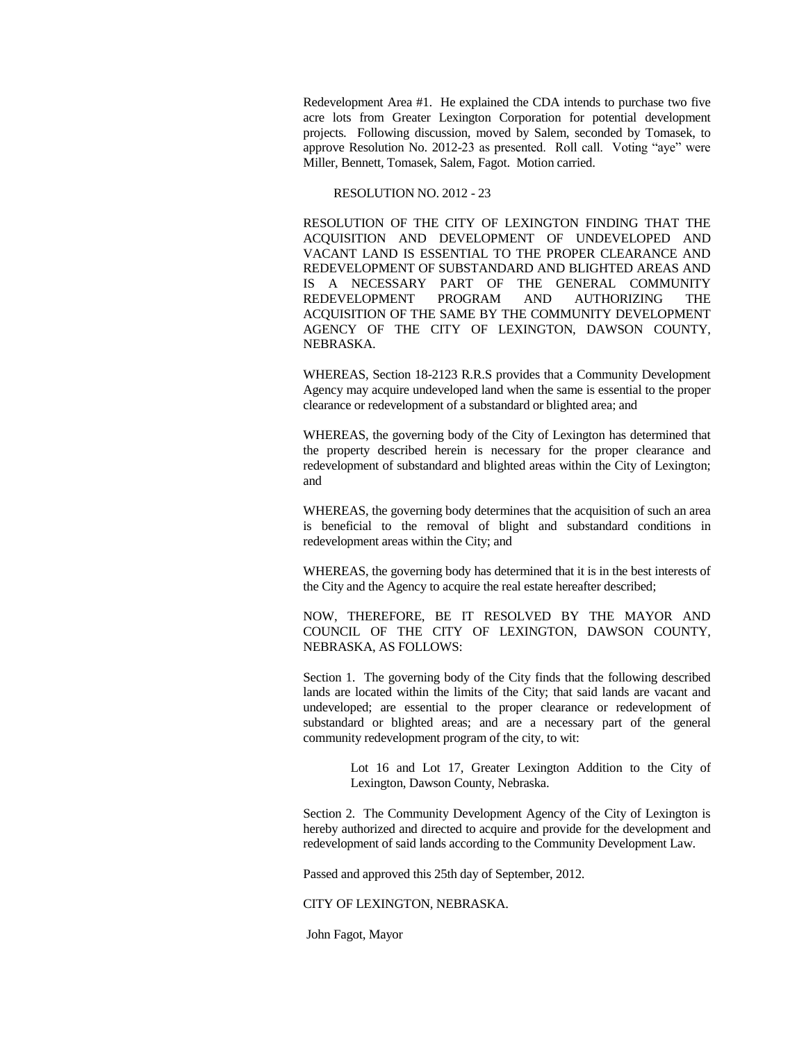Redevelopment Area #1. He explained the CDA intends to purchase two five acre lots from Greater Lexington Corporation for potential development projects. Following discussion, moved by Salem, seconded by Tomasek, to approve Resolution No. 2012-23 as presented. Roll call. Voting "aye" were Miller, Bennett, Tomasek, Salem, Fagot. Motion carried.

RESOLUTION NO. 2012 - 23

RESOLUTION OF THE CITY OF LEXINGTON FINDING THAT THE ACQUISITION AND DEVELOPMENT OF UNDEVELOPED AND VACANT LAND IS ESSENTIAL TO THE PROPER CLEARANCE AND REDEVELOPMENT OF SUBSTANDARD AND BLIGHTED AREAS AND IS A NECESSARY PART OF THE GENERAL COMMUNITY REDEVELOPMENT PROGRAM AND AUTHORIZING THE ACQUISITION OF THE SAME BY THE COMMUNITY DEVELOPMENT AGENCY OF THE CITY OF LEXINGTON, DAWSON COUNTY, NEBRASKA.

WHEREAS, Section 18-2123 R.R.S provides that a Community Development Agency may acquire undeveloped land when the same is essential to the proper clearance or redevelopment of a substandard or blighted area; and

WHEREAS, the governing body of the City of Lexington has determined that the property described herein is necessary for the proper clearance and redevelopment of substandard and blighted areas within the City of Lexington; and

WHEREAS, the governing body determines that the acquisition of such an area is beneficial to the removal of blight and substandard conditions in redevelopment areas within the City; and

WHEREAS, the governing body has determined that it is in the best interests of the City and the Agency to acquire the real estate hereafter described;

NOW, THEREFORE, BE IT RESOLVED BY THE MAYOR AND COUNCIL OF THE CITY OF LEXINGTON, DAWSON COUNTY, NEBRASKA, AS FOLLOWS:

Section 1. The governing body of the City finds that the following described lands are located within the limits of the City; that said lands are vacant and undeveloped; are essential to the proper clearance or redevelopment of substandard or blighted areas; and are a necessary part of the general community redevelopment program of the city, to wit:

> Lot 16 and Lot 17, Greater Lexington Addition to the City of Lexington, Dawson County, Nebraska.

Section 2. The Community Development Agency of the City of Lexington is hereby authorized and directed to acquire and provide for the development and redevelopment of said lands according to the Community Development Law.

Passed and approved this 25th day of September, 2012.

CITY OF LEXINGTON, NEBRASKA.

John Fagot, Mayor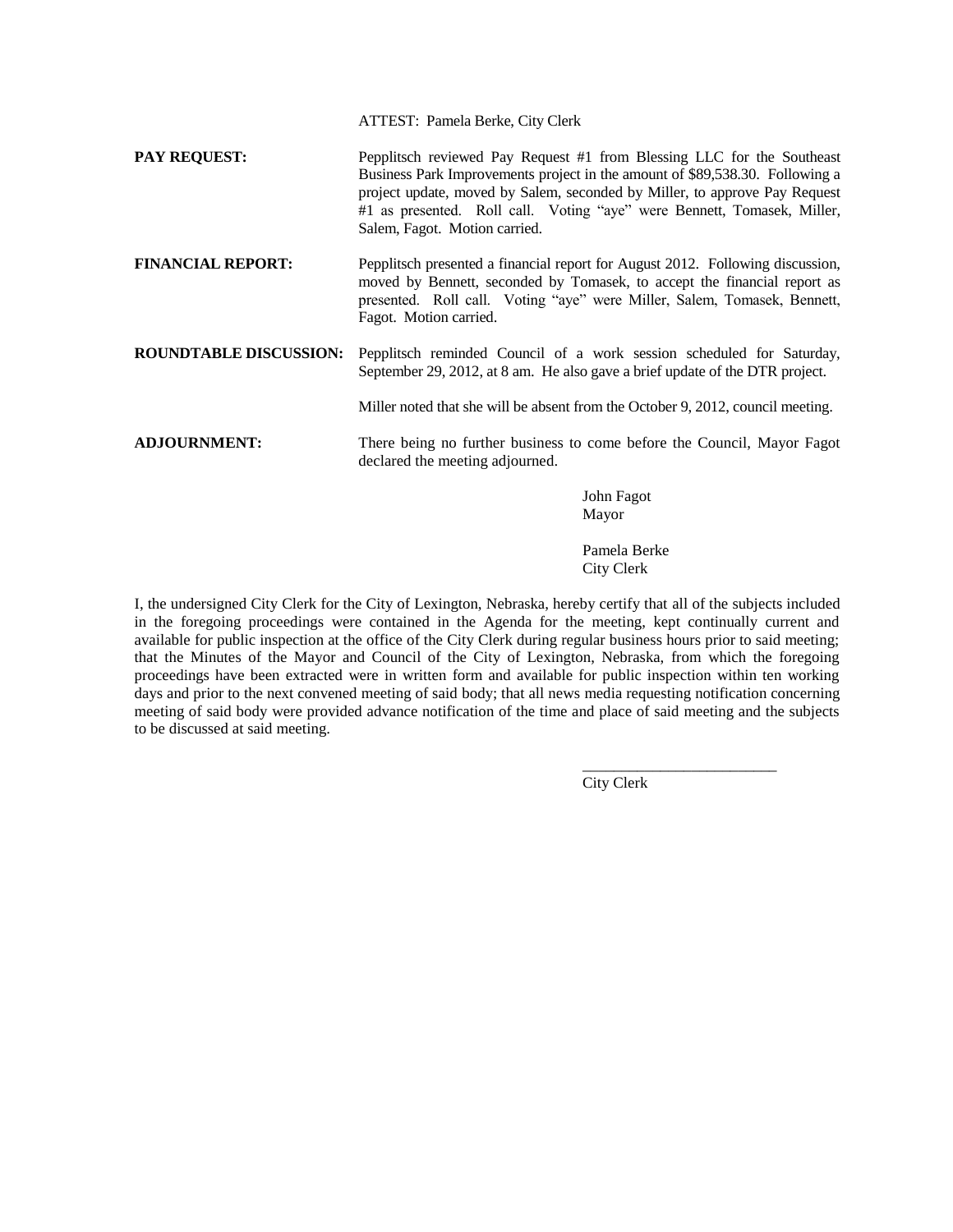ATTEST: Pamela Berke, City Clerk

**PAY REQUEST:** Pepplitsch reviewed Pay Request #1 from Blessing LLC for the Southeast Business Park Improvements project in the amount of $89,538.30. Following a project update, moved by Salem, seconded by Miller, to approve Pay Request #1 as presented. Roll call. Voting "aye" were Bennett, Tomasek, Miller, Salem, Fagot. Motion carried.

**FINANCIAL REPORT:** Pepplitsch presented a financial report for August 2012. Following discussion, moved by Bennett, seconded by Tomasek, to accept the financial report as presented. Roll call. Voting "aye" were Miller, Salem, Tomasek, Bennett, Fagot. Motion carried.

**ROUNDTABLE DISCUSSION:** Pepplitsch reminded Council of a work session scheduled for Saturday, September 29, 2012, at 8 am. He also gave a brief update of the DTR project.

Miller noted that she will be absent from the October 9, 2012, council meeting.

**ADJOURNMENT:** There being no further business to come before the Council, Mayor Fagot declared the meeting adjourned.

John Fagot
Mayor

Pamela Berke
City Clerk

I, the undersigned City Clerk for the City of Lexington, Nebraska, hereby certify that all of the subjects included in the foregoing proceedings were contained in the Agenda for the meeting, kept continually current and available for public inspection at the office of the City Clerk during regular business hours prior to said meeting; that the Minutes of the Mayor and Council of the City of Lexington, Nebraska, from which the foregoing proceedings have been extracted were in written form and available for public inspection within ten working days and prior to the next convened meeting of said body; that all news media requesting notification concerning meeting of said body were provided advance notification of the time and place of said meeting and the subjects to be discussed at said meeting.

\_\_\_\_\_\_\_\_\_\_\_\_\_\_\_\_\_\_\_\_\_\_\_\_\_
City Clerk